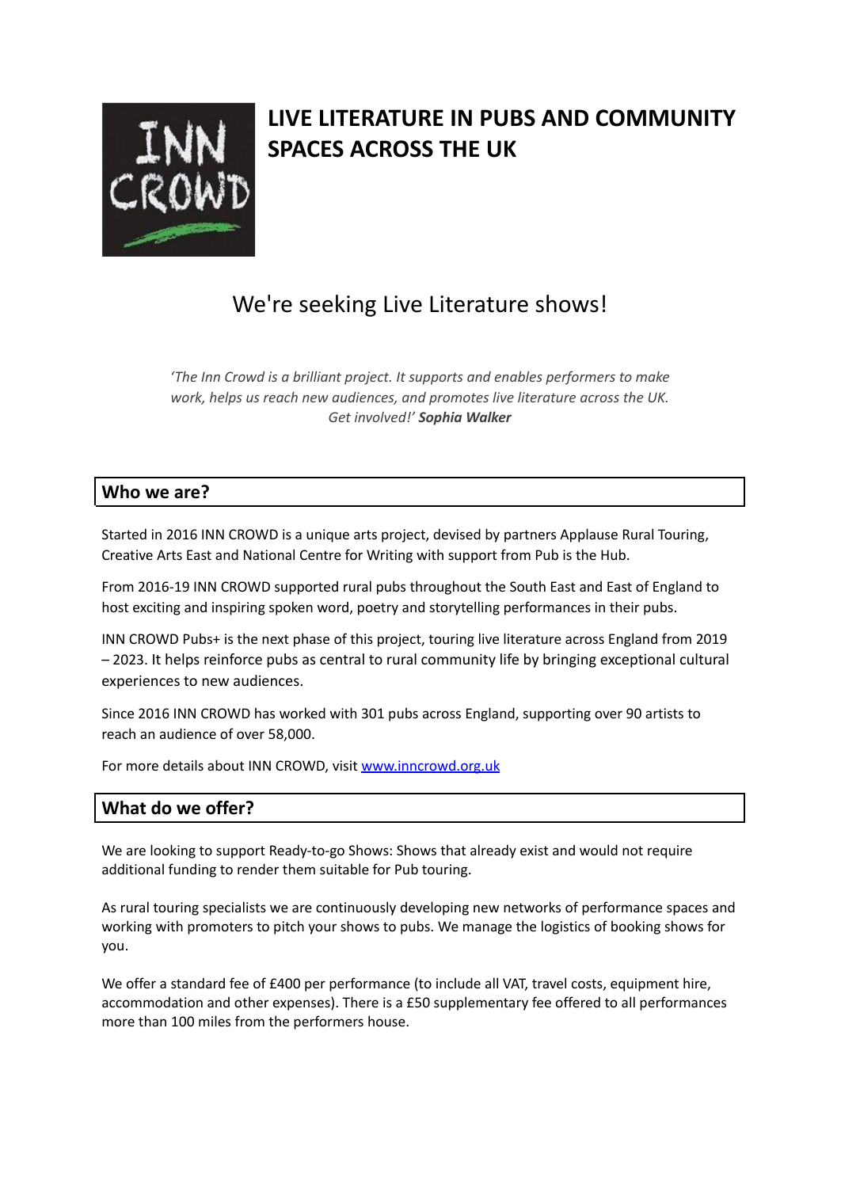# LIVE LITERATURE IN PUBS AND COMMUNITY SPACES ACROSS THE UK

## We're seeking Live Literature shows!

*'The Inn Crowd is a brilliant project. It supports and enables performers to make work, helps us reach new audiences, and promotes live literature across the UK. Get involved!'* ***Sophia Walker***

## Who we are?

Started in 2016 INN CROWD is a unique arts project, devised by partners Applause Rural Touring, Creative Arts East and National Centre for Writing with support from Pub is the Hub.

From 2016-19 INN CROWD supported rural pubs throughout the South East and East of England to host exciting and inspiring spoken word, poetry and storytelling performances in their pubs.

INN CROWD Pubs+ is the next phase of this project, touring live literature across England from 2019 – 2023. It helps reinforce pubs as central to rural community life by bringing exceptional cultural experiences to new audiences.

Since 2016 INN CROWD has worked with 301 pubs across England, supporting over 90 artists to reach an audience of over 58,000.

For more details about INN CROWD, visit [www.inncrowd.org.uk](http://www.inncrowd.org.uk)

## What do we offer?

We are looking to support Ready-to-go Shows: Shows that already exist and would not require additional funding to render them suitable for Pub touring.

As rural touring specialists we are continuously developing new networks of performance spaces and working with promoters to pitch your shows to pubs. We manage the logistics of booking shows for you.

We offer a standard fee of £400 per performance (to include all VAT, travel costs, equipment hire, accommodation and other expenses). There is a £50 supplementary fee offered to all performances more than 100 miles from the performers house.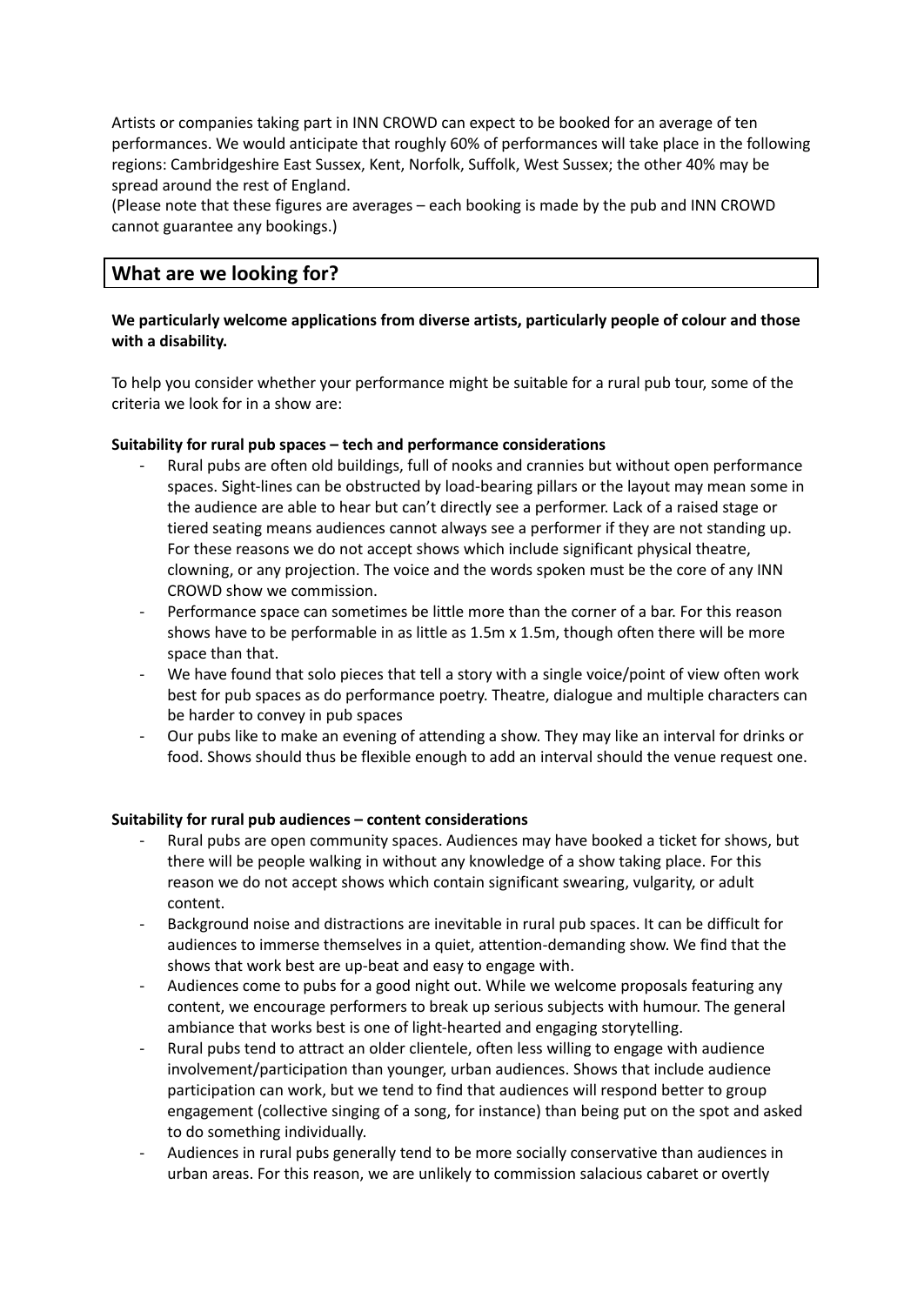Artists or companies taking part in INN CROWD can expect to be booked for an average of ten performances. We would anticipate that roughly 60% of performances will take place in the following regions: Cambridgeshire East Sussex, Kent, Norfolk, Suffolk, West Sussex; the other 40% may be spread around the rest of England.
(Please note that these figures are averages – each booking is made by the pub and INN CROWD cannot guarantee any bookings.)

## What are we looking for?

**We particularly welcome applications from diverse artists, particularly people of colour and those with a disability.**

To help you consider whether your performance might be suitable for a rural pub tour, some of the criteria we look for in a show are:

**Suitability for rural pub spaces – tech and performance considerations**

- Rural pubs are often old buildings, full of nooks and crannies but without open performance spaces. Sight-lines can be obstructed by load-bearing pillars or the layout may mean some in the audience are able to hear but can't directly see a performer. Lack of a raised stage or tiered seating means audiences cannot always see a performer if they are not standing up. For these reasons we do not accept shows which include significant physical theatre, clowning, or any projection. The voice and the words spoken must be the core of any INN CROWD show we commission.
- Performance space can sometimes be little more than the corner of a bar. For this reason shows have to be performable in as little as 1.5m x 1.5m, though often there will be more space than that.
- We have found that solo pieces that tell a story with a single voice/point of view often work best for pub spaces as do performance poetry. Theatre, dialogue and multiple characters can be harder to convey in pub spaces
- Our pubs like to make an evening of attending a show. They may like an interval for drinks or food. Shows should thus be flexible enough to add an interval should the venue request one.

**Suitability for rural pub audiences – content considerations**

- Rural pubs are open community spaces. Audiences may have booked a ticket for shows, but there will be people walking in without any knowledge of a show taking place. For this reason we do not accept shows which contain significant swearing, vulgarity, or adult content.
- Background noise and distractions are inevitable in rural pub spaces. It can be difficult for audiences to immerse themselves in a quiet, attention-demanding show. We find that the shows that work best are up-beat and easy to engage with.
- Audiences come to pubs for a good night out. While we welcome proposals featuring any content, we encourage performers to break up serious subjects with humour. The general ambiance that works best is one of light-hearted and engaging storytelling.
- Rural pubs tend to attract an older clientele, often less willing to engage with audience involvement/participation than younger, urban audiences. Shows that include audience participation can work, but we tend to find that audiences will respond better to group engagement (collective singing of a song, for instance) than being put on the spot and asked to do something individually.
- Audiences in rural pubs generally tend to be more socially conservative than audiences in urban areas. For this reason, we are unlikely to commission salacious cabaret or overtly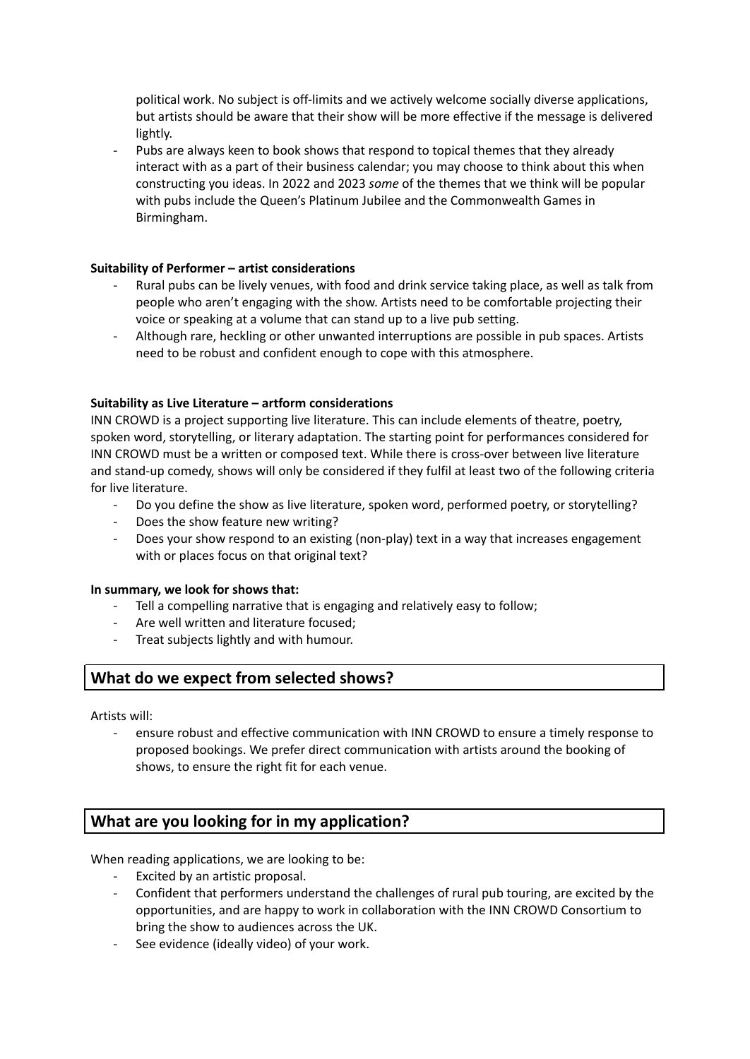- political work. No subject is off-limits and we actively welcome socially diverse applications, but artists should be aware that their show will be more effective if the message is delivered lightly.
- Pubs are always keen to book shows that respond to topical themes that they already interact with as a part of their business calendar; you may choose to think about this when constructing you ideas. In 2022 and 2023 *some* of the themes that we think will be popular with pubs include the Queen's Platinum Jubilee and the Commonwealth Games in Birmingham.

**Suitability of Performer – artist considerations**

- Rural pubs can be lively venues, with food and drink service taking place, as well as talk from people who aren't engaging with the show. Artists need to be comfortable projecting their voice or speaking at a volume that can stand up to a live pub setting.
- Although rare, heckling or other unwanted interruptions are possible in pub spaces. Artists need to be robust and confident enough to cope with this atmosphere.

**Suitability as Live Literature – artform considerations**

INN CROWD is a project supporting live literature. This can include elements of theatre, poetry, spoken word, storytelling, or literary adaptation. The starting point for performances considered for INN CROWD must be a written or composed text. While there is cross-over between live literature and stand-up comedy, shows will only be considered if they fulfil at least two of the following criteria for live literature.

- Do you define the show as live literature, spoken word, performed poetry, or storytelling?
- Does the show feature new writing?
- Does your show respond to an existing (non-play) text in a way that increases engagement with or places focus on that original text?

**In summary, we look for shows that:**

- Tell a compelling narrative that is engaging and relatively easy to follow;
- Are well written and literature focused;
- Treat subjects lightly and with humour.

## What do we expect from selected shows?

Artists will:

- ensure robust and effective communication with INN CROWD to ensure a timely response to proposed bookings. We prefer direct communication with artists around the booking of shows, to ensure the right fit for each venue.

## What are you looking for in my application?

When reading applications, we are looking to be:

- Excited by an artistic proposal.
- Confident that performers understand the challenges of rural pub touring, are excited by the opportunities, and are happy to work in collaboration with the INN CROWD Consortium to bring the show to audiences across the UK.
- See evidence (ideally video) of your work.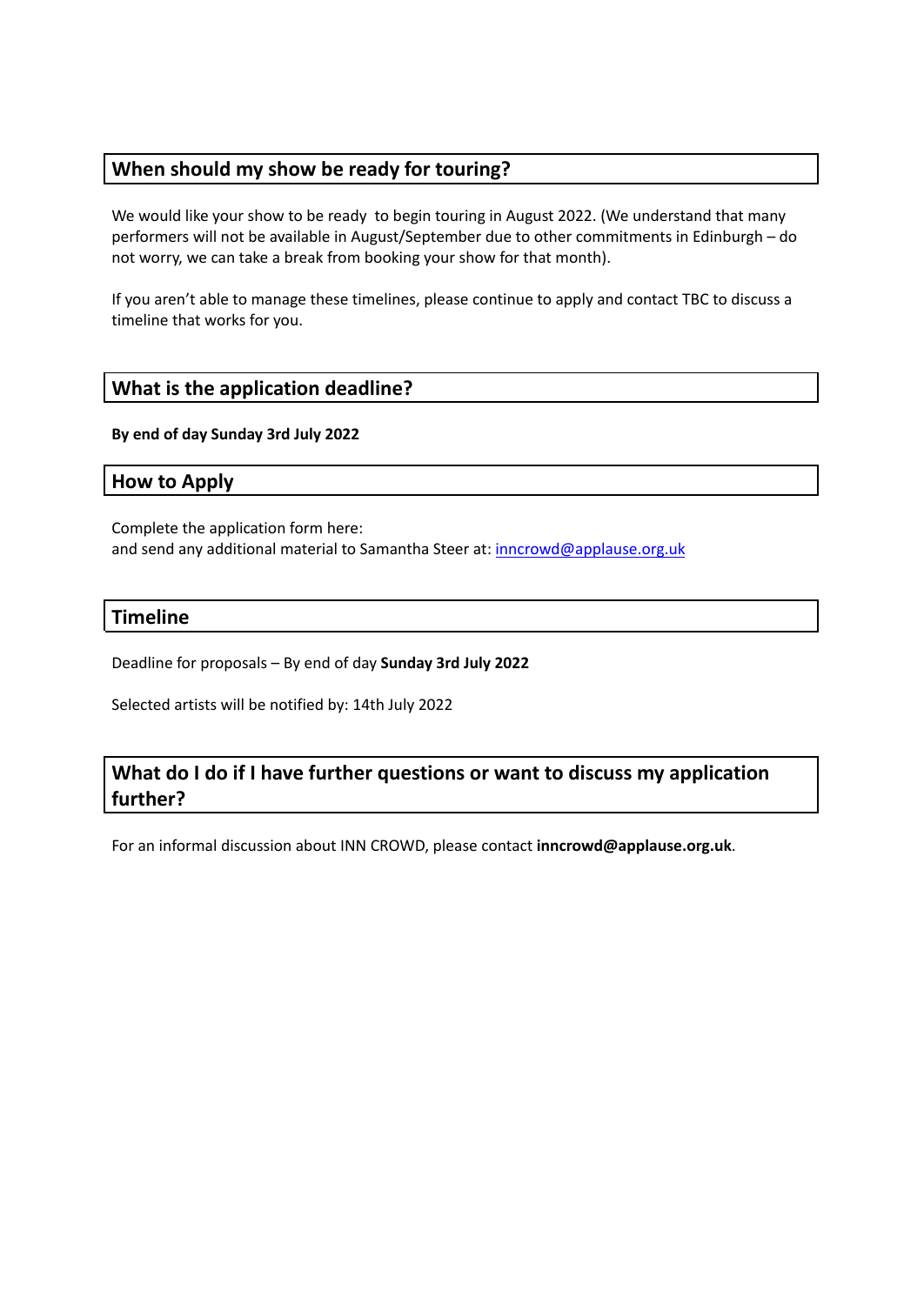## When should my show be ready for touring?

We would like your show to be ready to begin touring in August 2022. (We understand that many performers will not be available in August/September due to other commitments in Edinburgh – do not worry, we can take a break from booking your show for that month).

If you aren't able to manage these timelines, please continue to apply and contact TBC to discuss a timeline that works for you.

## What is the application deadline?

**By end of day Sunday 3rd July 2022**

## How to Apply

Complete the application form here:
and send any additional material to Samantha Steer at: inncrowd@applause.org.uk

## Timeline

Deadline for proposals – By end of day **Sunday 3rd July 2022**

Selected artists will be notified by: 14th July 2022

## What do I do if I have further questions or want to discuss my application further?

For an informal discussion about INN CROWD, please contact **inncrowd@applause.org.uk**.